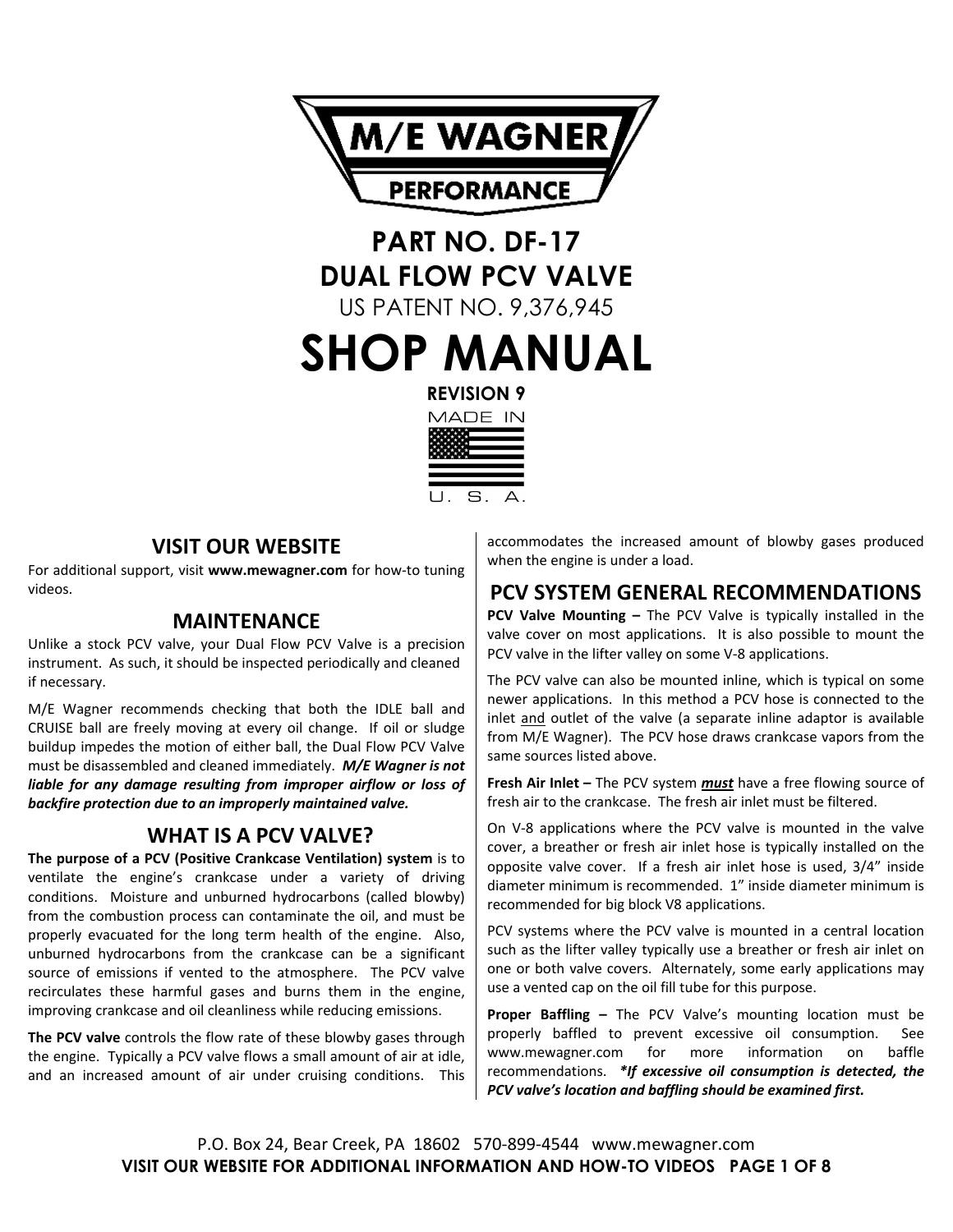M/E WAGNER

PERFORMANCE

# PART NO. DF-17
# DUAL FLOW PCV VALVE

US PATENT NO. 9,376,945

# SHOP MANUAL

**REVISION 9**

MADE IN U. S. A.

## VISIT OUR WEBSITE

For additional support, visit **www.mewagner.com** for how-to tuning videos.

## MAINTENANCE

Unlike a stock PCV valve, your Dual Flow PCV Valve is a precision instrument. As such, it should be inspected periodically and cleaned if necessary.

M/E Wagner recommends checking that both the IDLE ball and CRUISE ball are freely moving at every oil change. If oil or sludge buildup impedes the motion of either ball, the Dual Flow PCV Valve must be disassembled and cleaned immediately. ***M/E Wagner is not liable for any damage resulting from improper airflow or loss of backfire protection due to an improperly maintained valve.***

## WHAT IS A PCV VALVE?

**The purpose of a PCV (Positive Crankcase Ventilation) system** is to ventilate the engine's crankcase under a variety of driving conditions. Moisture and unburned hydrocarbons (called blowby) from the combustion process can contaminate the oil, and must be properly evacuated for the long term health of the engine. Also, unburned hydrocarbons from the crankcase can be a significant source of emissions if vented to the atmosphere. The PCV valve recirculates these harmful gases and burns them in the engine, improving crankcase and oil cleanliness while reducing emissions.

**The PCV valve** controls the flow rate of these blowby gases through the engine. Typically a PCV valve flows a small amount of air at idle, and an increased amount of air under cruising conditions. This accommodates the increased amount of blowby gases produced when the engine is under a load.

## PCV SYSTEM GENERAL RECOMMENDATIONS

**PCV Valve Mounting –** The PCV Valve is typically installed in the valve cover on most applications. It is also possible to mount the PCV valve in the lifter valley on some V-8 applications.

The PCV valve can also be mounted inline, which is typical on some newer applications. In this method a PCV hose is connected to the inlet <u>and</u> outlet of the valve (a separate inline adaptor is available from M/E Wagner). The PCV hose draws crankcase vapors from the same sources listed above.

**Fresh Air Inlet –** The PCV system ***<u>must</u>*** have a free flowing source of fresh air to the crankcase. The fresh air inlet must be filtered.

On V-8 applications where the PCV valve is mounted in the valve cover, a breather or fresh air inlet hose is typically installed on the opposite valve cover. If a fresh air inlet hose is used, 3/4" inside diameter minimum is recommended. 1" inside diameter minimum is recommended for big block V8 applications.

PCV systems where the PCV valve is mounted in a central location such as the lifter valley typically use a breather or fresh air inlet on one or both valve covers. Alternately, some early applications may use a vented cap on the oil fill tube for this purpose.

**Proper Baffling –** The PCV Valve's mounting location must be properly baffled to prevent excessive oil consumption. See www.mewagner.com for more information on baffle recommendations. ***\*If excessive oil consumption is detected, the PCV valve's location and baffling should be examined first.***

P.O. Box 24, Bear Creek, PA 18602 570-899-4544 www.mewagner.com

**VISIT OUR WEBSITE FOR ADDITIONAL INFORMATION AND HOW-TO VIDEOS**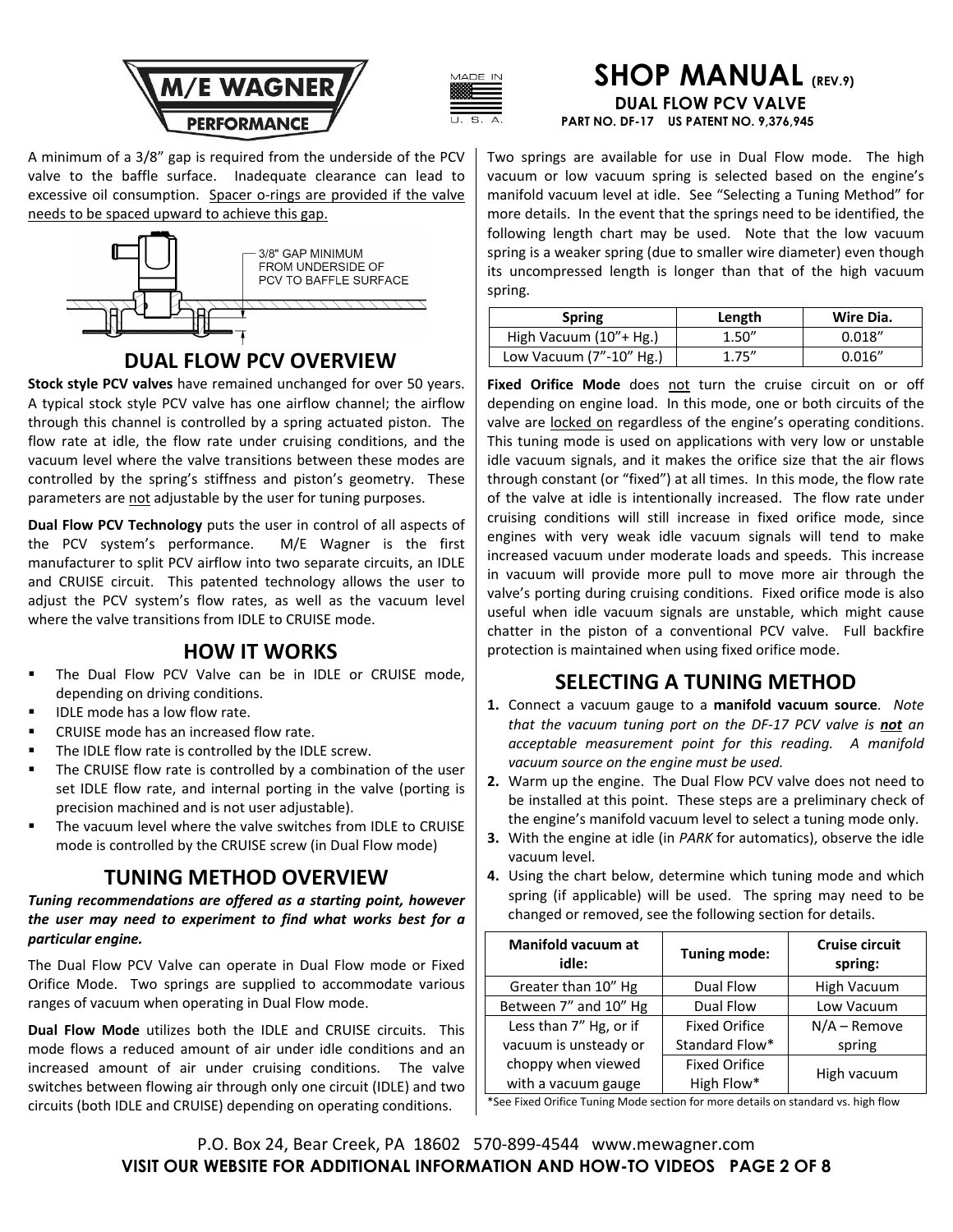# SHOP MANUAL (REV.9)

**DUAL FLOW PCV VALVE**

**PART NO. DF-17 US PATENT NO. 9,376,945**

A minimum of a 3/8" gap is required from the underside of the PCV valve to the baffle surface. Inadequate clearance can lead to excessive oil consumption. Spacer o-rings are provided if the valve needs to be spaced upward to achieve this gap.

3/8" GAP MINIMUM FROM UNDERSIDE OF PCV TO BAFFLE SURFACE

## DUAL FLOW PCV OVERVIEW

**Stock style PCV valves** have remained unchanged for over 50 years. A typical stock style PCV valve has one airflow channel; the airflow through this channel is controlled by a spring actuated piston. The flow rate at idle, the flow rate under cruising conditions, and the vacuum level where the valve transitions between these modes are controlled by the spring's stiffness and piston's geometry. These parameters are not adjustable by the user for tuning purposes.

**Dual Flow PCV Technology** puts the user in control of all aspects of the PCV system's performance. M/E Wagner is the first manufacturer to split PCV airflow into two separate circuits, an IDLE and CRUISE circuit. This patented technology allows the user to adjust the PCV system's flow rates, as well as the vacuum level where the valve transitions from IDLE to CRUISE mode.

## HOW IT WORKS

- The Dual Flow PCV Valve can be in IDLE or CRUISE mode, depending on driving conditions.
- IDLE mode has a low flow rate.
- CRUISE mode has an increased flow rate.
- The IDLE flow rate is controlled by the IDLE screw.
- The CRUISE flow rate is controlled by a combination of the user set IDLE flow rate, and internal porting in the valve (porting is precision machined and is not user adjustable).
- The vacuum level where the valve switches from IDLE to CRUISE mode is controlled by the CRUISE screw (in Dual Flow mode)

## TUNING METHOD OVERVIEW

***Tuning recommendations are offered as a starting point, however the user may need to experiment to find what works best for a particular engine.***

The Dual Flow PCV Valve can operate in Dual Flow mode or Fixed Orifice Mode. Two springs are supplied to accommodate various ranges of vacuum when operating in Dual Flow mode.

**Dual Flow Mode** utilizes both the IDLE and CRUISE circuits. This mode flows a reduced amount of air under idle conditions and an increased amount of air under cruising conditions. The valve switches between flowing air through only one circuit (IDLE) and two circuits (both IDLE and CRUISE) depending on operating conditions.

Two springs are available for use in Dual Flow mode. The high vacuum or low vacuum spring is selected based on the engine's manifold vacuum level at idle. See "Selecting a Tuning Method" for more details. In the event that the springs need to be identified, the following length chart may be used. Note that the low vacuum spring is a weaker spring (due to smaller wire diameter) even though its uncompressed length is longer than that of the high vacuum spring.

| Spring | Length | Wire Dia. |
|---|---|---|
| High Vacuum (10"+ Hg.) | 1.50" | 0.018" |
| Low Vacuum (7"-10" Hg.) | 1.75" | 0.016" |

**Fixed Orifice Mode** does not turn the cruise circuit on or off depending on engine load. In this mode, one or both circuits of the valve are locked on regardless of the engine's operating conditions. This tuning mode is used on applications with very low or unstable idle vacuum signals, and it makes the orifice size that the air flows through constant (or "fixed") at all times. In this mode, the flow rate of the valve at idle is intentionally increased. The flow rate under cruising conditions will still increase in fixed orifice mode, since engines with very weak idle vacuum signals will tend to make increased vacuum under moderate loads and speeds. This increase in vacuum will provide more pull to move more air through the valve's porting during cruising conditions. Fixed orifice mode is also useful when idle vacuum signals are unstable, which might cause chatter in the piston of a conventional PCV valve. Full backfire protection is maintained when using fixed orifice mode.

## SELECTING A TUNING METHOD

1. Connect a vacuum gauge to a **manifold vacuum source**. *Note that the vacuum tuning port on the DF-17 PCV valve is **not** an acceptable measurement point for this reading. A manifold vacuum source on the engine must be used.*
2. Warm up the engine. The Dual Flow PCV valve does not need to be installed at this point. These steps are a preliminary check of the engine's manifold vacuum level to select a tuning mode only.
3. With the engine at idle (in *PARK* for automatics), observe the idle vacuum level.
4. Using the chart below, determine which tuning mode and which spring (if applicable) will be used. The spring may need to be changed or removed, see the following section for details.

| Manifold vacuum at idle: | Tuning mode: | Cruise circuit spring: |
|---|---|---|
| Greater than 10" Hg | Dual Flow | High Vacuum |
| Between 7" and 10" Hg | Dual Flow | Low Vacuum |
| Less than 7" Hg, or if vacuum is unsteady or choppy when viewed with a vacuum gauge | Fixed Orifice Standard Flow* | N/A – Remove spring |
| | Fixed Orifice High Flow* | High vacuum |

*See Fixed Orifice Tuning Mode section for more details on standard vs. high flow

P.O. Box 24, Bear Creek, PA 18602 570-899-4544 www.mewagner.com

**VISIT OUR WEBSITE FOR ADDITIONAL INFORMATION AND HOW-TO VIDEOS**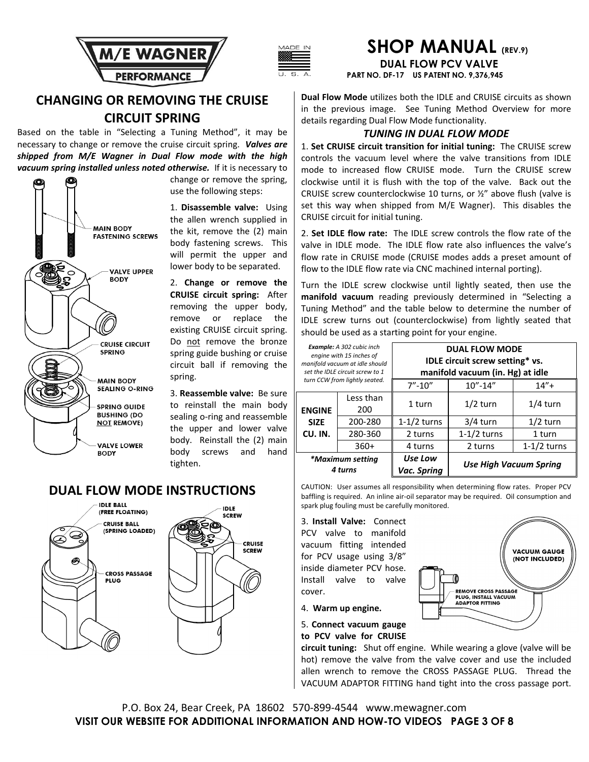# SHOP MANUAL (REV.9)

**DUAL FLOW PCV VALVE**

**PART NO. DF-17 US PATENT NO. 9,376,945**

## CHANGING OR REMOVING THE CRUISE CIRCUIT SPRING

Based on the table in "Selecting a Tuning Method", it may be necessary to change or remove the cruise circuit spring. ***Valves are shipped from M/E Wagner in Dual Flow mode with the high vacuum spring installed unless noted otherwise.*** If it is necessary to change or remove the spring, use the following steps:

MAIN BODY FASTENING SCREWS

VALVE UPPER BODY

CRUISE CIRCUIT SPRING

MAIN BODY SEALING O-RING

SPRING GUIDE BUSHING (DO NOT REMOVE)

VALVE LOWER BODY

1. **Disassemble valve:** Using the allen wrench supplied in the kit, remove the (2) main body fastening screws. This will permit the upper and lower body to be separated.

2. **Change or remove the CRUISE circuit spring:** After removing the upper body, remove or replace the existing CRUISE circuit spring. Do not remove the bronze spring guide bushing or cruise circuit ball if removing the spring.

3. **Reassemble valve:** Be sure to reinstall the main body sealing o-ring and reassemble the upper and lower valve body. Reinstall the (2) main body screws and hand tighten.

## DUAL FLOW MODE INSTRUCTIONS

IDLE BALL (FREE FLOATING)

CRUISE BALL (SPRING LOADED)

CROSS PASSAGE PLUG

IDLE SCREW

CRUISE SCREW

**Dual Flow Mode** utilizes both the IDLE and CRUISE circuits as shown in the previous image. See Tuning Method Overview for more details regarding Dual Flow Mode functionality.

### *TUNING IN DUAL FLOW MODE*

1. **Set CRUISE circuit transition for initial tuning:** The CRUISE screw controls the vacuum level where the valve transitions from IDLE mode to increased flow CRUISE mode. Turn the CRUISE screw clockwise until it is flush with the top of the valve. Back out the CRUISE screw counterclockwise 10 turns, or ½" above flush (valve is set this way when shipped from M/E Wagner). This disables the CRUISE circuit for initial tuning.

2. **Set IDLE flow rate:** The IDLE screw controls the flow rate of the valve in IDLE mode. The IDLE flow rate also influences the valve's flow rate in CRUISE mode (CRUISE modes adds a preset amount of flow to the IDLE flow rate via CNC machined internal porting).

Turn the IDLE screw clockwise until lightly seated, then use the **manifold vacuum** reading previously determined in "Selecting a Tuning Method" and the table below to determine the number of IDLE screw turns out (counterclockwise) from lightly seated that should be used as a starting point for your engine.

| *Example: A 302 cubic inch engine with 15 inches of manifold vacuum at idle should set the IDLE circuit screw to 1 turn CCW from lightly seated.* | | **DUAL FLOW MODE IDLE circuit screw setting* vs. manifold vacuum (in. Hg) at idle** | | |
|---|---|---|---|---|
| | | 7"-10" | 10"-14" | 14"+ |
| **ENGINE SIZE CU. IN.** | Less than 200 | 1 turn | 1/2 turn | 1/4 turn |
| | 200-280 | 1-1/2 turns | 3/4 turn | 1/2 turn |
| | 280-360 | 2 turns | 1-1/2 turns | 1 turn |
| | 360+ | 4 turns | 2 turns | 1-1/2 turns |
| ***Maximum setting 4 turns*** | | ***Use Low Vac. Spring*** | ***Use High Vacuum Spring*** | |

CAUTION: User assumes all responsibility when determining flow rates. Proper PCV baffling is required. An inline air-oil separator may be required. Oil consumption and spark plug fouling must be carefully monitored.

3. **Install Valve:** Connect PCV valve to manifold vacuum fitting intended for PCV usage using 3/8" inside diameter PCV hose. Install valve to valve cover.

4. **Warm up engine.**

5. **Connect vacuum gauge to PCV valve for CRUISE circuit tuning:** Shut off engine. While wearing a glove (valve will be hot) remove the valve from the valve cover and use the included allen wrench to remove the CROSS PASSAGE PLUG. Thread the VACUUM ADAPTOR FITTING hand tight into the cross passage port.

VACUUM GAUGE (NOT INCLUDED)

REMOVE CROSS PASSAGE PLUG, INSTALL VACUUM ADAPTOR FITTING

P.O. Box 24, Bear Creek, PA 18602 570-899-4544 www.mewagner.com

**VISIT OUR WEBSITE FOR ADDITIONAL INFORMATION AND HOW-TO VIDEOS**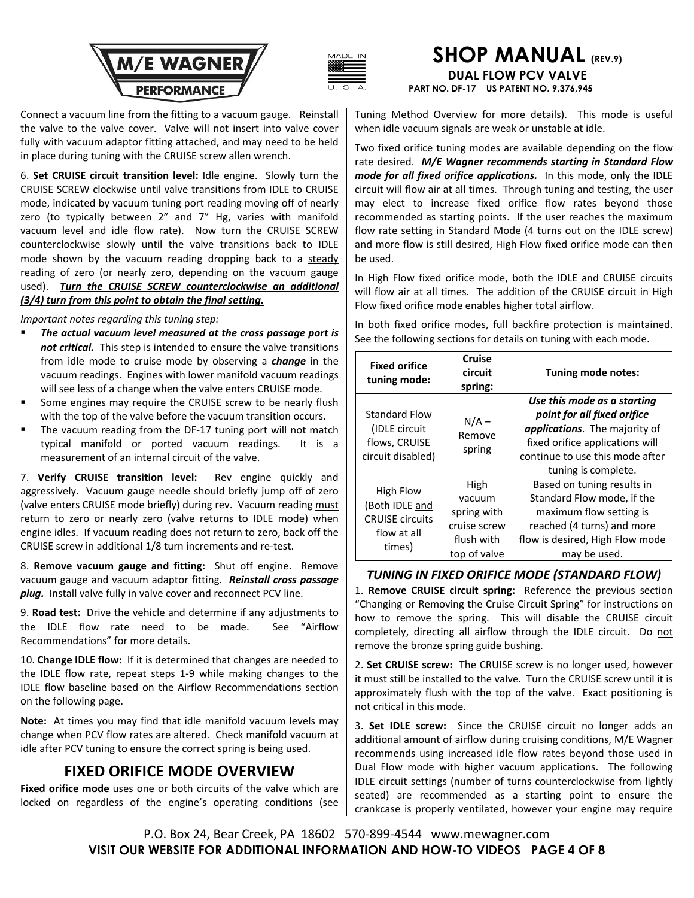Connect a vacuum line from the fitting to a vacuum gauge. Reinstall the valve to the valve cover. Valve will not insert into valve cover fully with vacuum adaptor fitting attached, and may need to be held in place during tuning with the CRUISE screw allen wrench.

6. **Set CRUISE circuit transition level:** Idle engine. Slowly turn the CRUISE SCREW clockwise until valve transitions from IDLE to CRUISE mode, indicated by vacuum tuning port reading moving off of nearly zero (to typically between 2" and 7" Hg, varies with manifold vacuum level and idle flow rate). Now turn the CRUISE SCREW counterclockwise slowly until the valve transitions back to IDLE mode shown by the vacuum reading dropping back to a steady reading of zero (or nearly zero, depending on the vacuum gauge used). ***Turn the CRUISE SCREW counterclockwise an additional (3/4) turn from this point to obtain the final setting.***

*Important notes regarding this tuning step:*

- ***The actual vacuum level measured at the cross passage port is not critical.*** This step is intended to ensure the valve transitions from idle mode to cruise mode by observing a ***change*** in the vacuum readings. Engines with lower manifold vacuum readings will see less of a change when the valve enters CRUISE mode.
- Some engines may require the CRUISE screw to be nearly flush with the top of the valve before the vacuum transition occurs.
- The vacuum reading from the DF-17 tuning port will not match typical manifold or ported vacuum readings. It is a measurement of an internal circuit of the valve.

7. **Verify CRUISE transition level:** Rev engine quickly and aggressively. Vacuum gauge needle should briefly jump off of zero (valve enters CRUISE mode briefly) during rev. Vacuum reading must return to zero or nearly zero (valve returns to IDLE mode) when engine idles. If vacuum reading does not return to zero, back off the CRUISE screw in additional 1/8 turn increments and re-test.

8. **Remove vacuum gauge and fitting:** Shut off engine. Remove vacuum gauge and vacuum adaptor fitting. ***Reinstall cross passage plug.*** Install valve fully in valve cover and reconnect PCV line.

9. **Road test:** Drive the vehicle and determine if any adjustments to the IDLE flow rate need to be made. See "Airflow Recommendations" for more details.

10. **Change IDLE flow:** If it is determined that changes are needed to the IDLE flow rate, repeat steps 1-9 while making changes to the IDLE flow baseline based on the Airflow Recommendations section on the following page.

**Note:** At times you may find that idle manifold vacuum levels may change when PCV flow rates are altered. Check manifold vacuum at idle after PCV tuning to ensure the correct spring is being used.

## FIXED ORIFICE MODE OVERVIEW

**Fixed orifice mode** uses one or both circuits of the valve which are locked on regardless of the engine's operating conditions (see Tuning Method Overview for more details). This mode is useful when idle vacuum signals are weak or unstable at idle.

Two fixed orifice tuning modes are available depending on the flow rate desired. ***M/E Wagner recommends starting in Standard Flow mode for all fixed orifice applications.*** In this mode, only the IDLE circuit will flow air at all times. Through tuning and testing, the user may elect to increase fixed orifice flow rates beyond those recommended as starting points. If the user reaches the maximum flow rate setting in Standard Mode (4 turns out on the IDLE screw) and more flow is still desired, High Flow fixed orifice mode can then be used.

In High Flow fixed orifice mode, both the IDLE and CRUISE circuits will flow air at all times. The addition of the CRUISE circuit in High Flow fixed orifice mode enables higher total airflow.

In both fixed orifice modes, full backfire protection is maintained. See the following sections for details on tuning with each mode.

| Fixed orifice tuning mode: | Cruise circuit spring: | Tuning mode notes: |
|---|---|---|
| Standard Flow (IDLE circuit flows, CRUISE circuit disabled) | N/A – Remove spring | ***Use this mode as a starting point for all fixed orifice applications***. The majority of fixed orifice applications will continue to use this mode after tuning is complete. |
| High Flow (Both IDLE and CRUISE circuits flow at all times) | High vacuum spring with cruise screw flush with top of valve | Based on tuning results in Standard Flow mode, if the maximum flow setting is reached (4 turns) and more flow is desired, High Flow mode may be used. |

### *TUNING IN FIXED ORIFICE MODE (STANDARD FLOW)*

1. **Remove CRUISE circuit spring:** Reference the previous section "Changing or Removing the Cruise Circuit Spring" for instructions on how to remove the spring. This will disable the CRUISE circuit completely, directing all airflow through the IDLE circuit. Do not remove the bronze spring guide bushing.

2. **Set CRUISE screw:** The CRUISE screw is no longer used, however it must still be installed to the valve. Turn the CRUISE screw until it is approximately flush with the top of the valve. Exact positioning is not critical in this mode.

3. **Set IDLE screw:** Since the CRUISE circuit no longer adds an additional amount of airflow during cruising conditions, M/E Wagner recommends using increased idle flow rates beyond those used in Dual Flow mode with higher vacuum applications. The following IDLE circuit settings (number of turns counterclockwise from lightly seated) are recommended as a starting point to ensure the crankcase is properly ventilated, however your engine may require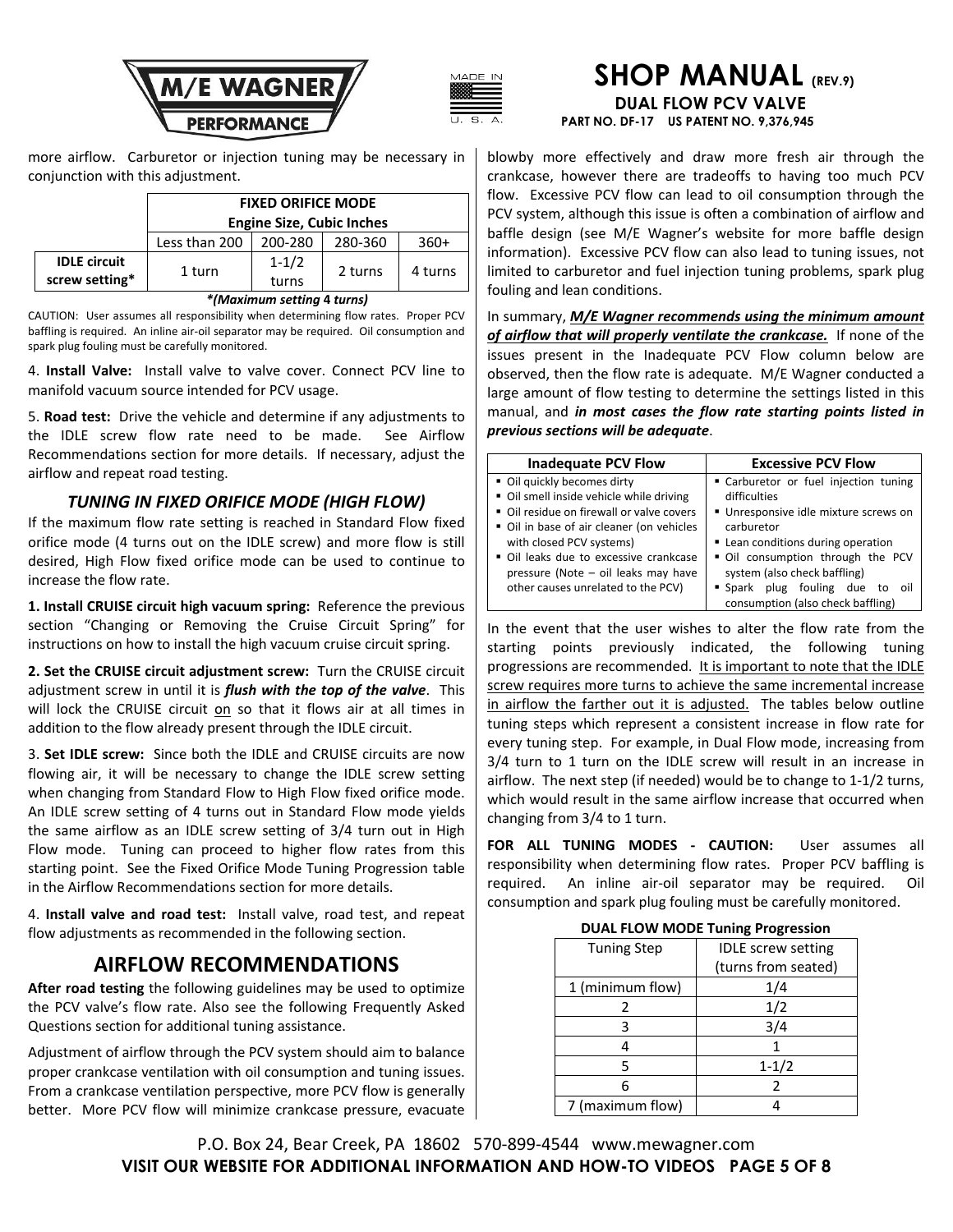more airflow. Carburetor or injection tuning may be necessary in conjunction with this adjustment.

| | FIXED ORIFICE MODE Engine Size, Cubic Inches | | | |
|---|---|---|---|---|
| | Less than 200 | 200-280 | 280-360 | 360+ |
| **IDLE circuit screw setting*** | 1 turn | 1-1/2 turns | 2 turns | 4 turns |

***(Maximum setting 4 turns)***

CAUTION: User assumes all responsibility when determining flow rates. Proper PCV baffling is required. An inline air-oil separator may be required. Oil consumption and spark plug fouling must be carefully monitored.

4. **Install Valve:** Install valve to valve cover. Connect PCV line to manifold vacuum source intended for PCV usage.

5. **Road test:** Drive the vehicle and determine if any adjustments to the IDLE screw flow rate need to be made. See Airflow Recommendations section for more details. If necessary, adjust the airflow and repeat road testing.

### *TUNING IN FIXED ORIFICE MODE (HIGH FLOW)*

If the maximum flow rate setting is reached in Standard Flow fixed orifice mode (4 turns out on the IDLE screw) and more flow is still desired, High Flow fixed orifice mode can be used to continue to increase the flow rate.

**1. Install CRUISE circuit high vacuum spring:** Reference the previous section "Changing or Removing the Cruise Circuit Spring" for instructions on how to install the high vacuum cruise circuit spring.

**2. Set the CRUISE circuit adjustment screw:** Turn the CRUISE circuit adjustment screw in until it is ***flush with the top of the valve***. This will lock the CRUISE circuit on so that it flows air at all times in addition to the flow already present through the IDLE circuit.

3. **Set IDLE screw:** Since both the IDLE and CRUISE circuits are now flowing air, it will be necessary to change the IDLE screw setting when changing from Standard Flow to High Flow fixed orifice mode. An IDLE screw setting of 4 turns out in Standard Flow mode yields the same airflow as an IDLE screw setting of 3/4 turn out in High Flow mode. Tuning can proceed to higher flow rates from this starting point. See the Fixed Orifice Mode Tuning Progression table in the Airflow Recommendations section for more details.

4. **Install valve and road test:** Install valve, road test, and repeat flow adjustments as recommended in the following section.

## AIRFLOW RECOMMENDATIONS

**After road testing** the following guidelines may be used to optimize the PCV valve's flow rate. Also see the following Frequently Asked Questions section for additional tuning assistance.

Adjustment of airflow through the PCV system should aim to balance proper crankcase ventilation with oil consumption and tuning issues. From a crankcase ventilation perspective, more PCV flow is generally better. More PCV flow will minimize crankcase pressure, evacuate blowby more effectively and draw more fresh air through the crankcase, however there are tradeoffs to having too much PCV flow. Excessive PCV flow can lead to oil consumption through the PCV system, although this issue is often a combination of airflow and baffle design (see M/E Wagner's website for more baffle design information). Excessive PCV flow can also lead to tuning issues, not limited to carburetor and fuel injection tuning problems, spark plug fouling and lean conditions.

In summary, ***M/E Wagner recommends using the minimum amount of airflow that will properly ventilate the crankcase.*** If none of the issues present in the Inadequate PCV Flow column below are observed, then the flow rate is adequate. M/E Wagner conducted a large amount of flow testing to determine the settings listed in this manual, and ***in most cases the flow rate starting points listed in previous sections will be adequate***.

| Inadequate PCV Flow | Excessive PCV Flow |
|---|---|
| ▪ Oil quickly becomes dirty<br>▪ Oil smell inside vehicle while driving<br>▪ Oil residue on firewall or valve covers<br>▪ Oil in base of air cleaner (on vehicles with closed PCV systems)<br>▪ Oil leaks due to excessive crankcase pressure (Note – oil leaks may have other causes unrelated to the PCV) | ▪ Carburetor or fuel injection tuning difficulties<br>▪ Unresponsive idle mixture screws on carburetor<br>▪ Lean conditions during operation<br>▪ Oil consumption through the PCV system (also check baffling)<br>▪ Spark plug fouling due to oil consumption (also check baffling) |

In the event that the user wishes to alter the flow rate from the starting points previously indicated, the following tuning progressions are recommended. It is important to note that the IDLE screw requires more turns to achieve the same incremental increase in airflow the farther out it is adjusted. The tables below outline tuning steps which represent a consistent increase in flow rate for every tuning step. For example, in Dual Flow mode, increasing from 3/4 turn to 1 turn on the IDLE screw will result in an increase in airflow. The next step (if needed) would be to change to 1-1/2 turns, which would result in the same airflow increase that occurred when changing from 3/4 to 1 turn.

**FOR ALL TUNING MODES - CAUTION:** User assumes all responsibility when determining flow rates. Proper PCV baffling is required. An inline air-oil separator may be required. Oil consumption and spark plug fouling must be carefully monitored.

**DUAL FLOW MODE Tuning Progression**

| Tuning Step | IDLE screw setting (turns from seated) |
|---|---|
| 1 (minimum flow) | 1/4 |
| 2 | 1/2 |
| 3 | 3/4 |
| 4 | 1 |
| 5 | 1-1/2 |
| 6 | 2 |
| 7 (maximum flow) | 4 |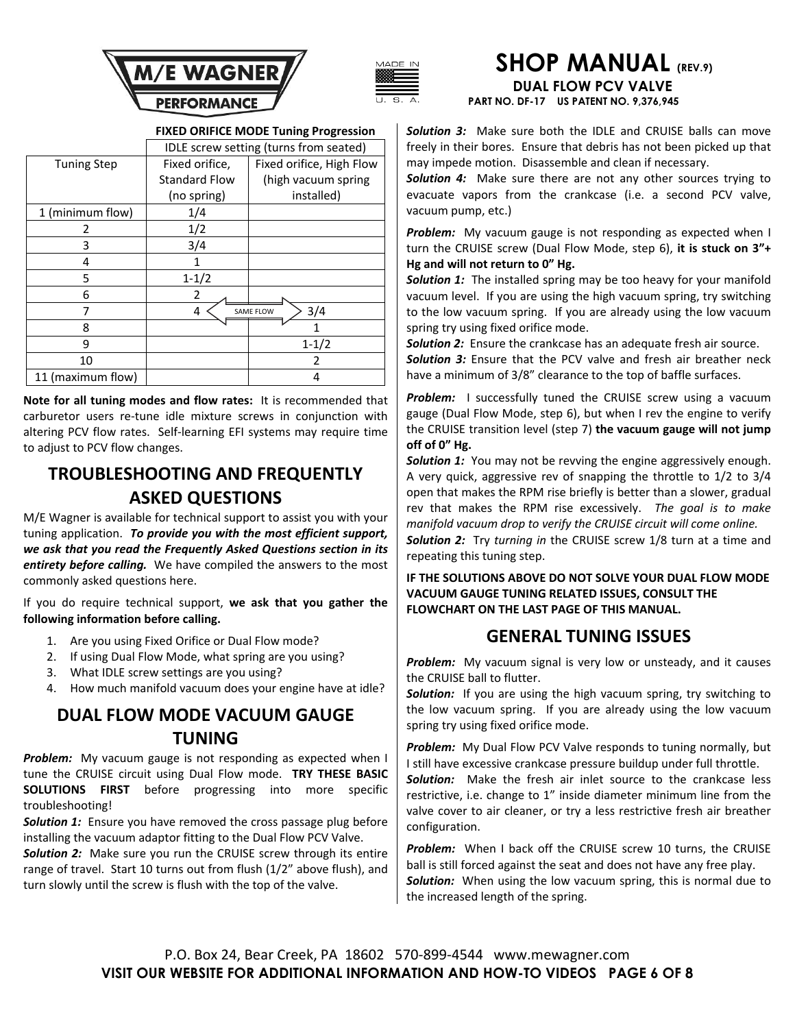**FIXED ORIFICE MODE Tuning Progression**

| | IDLE screw setting (turns from seated) | |
|---|---|---|
| Tuning Step | Fixed orifice, Standard Flow (no spring) | Fixed orifice, High Flow (high vacuum spring installed) |
| 1 (minimum flow) | 1/4 | |
| 2 | 1/2 | |
| 3 | 3/4 | |
| 4 | 1 | |
| 5 | 1-1/2 | |
| 6 | 2 | |
| 7 | 4 ⟵ SAME FLOW ⟶ | 3/4 |
| 8 | | 1 |
| 9 | | 1-1/2 |
| 10 | | 2 |
| 11 (maximum flow) | | 4 |

**Note for all tuning modes and flow rates:** It is recommended that carburetor users re-tune idle mixture screws in conjunction with altering PCV flow rates. Self-learning EFI systems may require time to adjust to PCV flow changes.

## TROUBLESHOOTING AND FREQUENTLY ASKED QUESTIONS

M/E Wagner is available for technical support to assist you with your tuning application. ***To provide you with the most efficient support, we ask that you read the Frequently Asked Questions section in its entirety before calling.*** We have compiled the answers to the most commonly asked questions here.

If you do require technical support, **we ask that you gather the following information before calling.**

1. Are you using Fixed Orifice or Dual Flow mode?
2. If using Dual Flow Mode, what spring are you using?
3. What IDLE screw settings are you using?
4. How much manifold vacuum does your engine have at idle?

## DUAL FLOW MODE VACUUM GAUGE TUNING

***Problem:*** My vacuum gauge is not responding as expected when I tune the CRUISE circuit using Dual Flow mode. **TRY THESE BASIC SOLUTIONS FIRST** before progressing into more specific troubleshooting!

***Solution 1:*** Ensure you have removed the cross passage plug before installing the vacuum adaptor fitting to the Dual Flow PCV Valve.

***Solution 2:*** Make sure you run the CRUISE screw through its entire range of travel. Start 10 turns out from flush (1/2" above flush), and turn slowly until the screw is flush with the top of the valve.

***Solution 3:*** Make sure both the IDLE and CRUISE balls can move freely in their bores. Ensure that debris has not been picked up that may impede motion. Disassemble and clean if necessary.

***Solution 4:*** Make sure there are not any other sources trying to evacuate vapors from the crankcase (i.e. a second PCV valve, vacuum pump, etc.)

***Problem:*** My vacuum gauge is not responding as expected when I turn the CRUISE screw (Dual Flow Mode, step 6), **it is stuck on 3"+ Hg and will not return to 0" Hg.**

***Solution 1:*** The installed spring may be too heavy for your manifold vacuum level. If you are using the high vacuum spring, try switching to the low vacuum spring. If you are already using the low vacuum spring try using fixed orifice mode.

***Solution 2:*** Ensure the crankcase has an adequate fresh air source.

***Solution 3:*** Ensure that the PCV valve and fresh air breather neck have a minimum of 3/8" clearance to the top of baffle surfaces.

***Problem:*** I successfully tuned the CRUISE screw using a vacuum gauge (Dual Flow Mode, step 6), but when I rev the engine to verify the CRUISE transition level (step 7) **the vacuum gauge will not jump off of 0" Hg.**

***Solution 1:*** You may not be revving the engine aggressively enough. A very quick, aggressive rev of snapping the throttle to 1/2 to 3/4 open that makes the RPM rise briefly is better than a slower, gradual rev that makes the RPM rise excessively. *The goal is to make manifold vacuum drop to verify the CRUISE circuit will come online.*

***Solution 2:*** Try *turning in* the CRUISE screw 1/8 turn at a time and repeating this tuning step.

**IF THE SOLUTIONS ABOVE DO NOT SOLVE YOUR DUAL FLOW MODE VACUUM GAUGE TUNING RELATED ISSUES, CONSULT THE FLOWCHART ON THE LAST PAGE OF THIS MANUAL.**

## GENERAL TUNING ISSUES

***Problem:*** My vacuum signal is very low or unsteady, and it causes the CRUISE ball to flutter.

***Solution:*** If you are using the high vacuum spring, try switching to the low vacuum spring. If you are already using the low vacuum spring try using fixed orifice mode.

***Problem:*** My Dual Flow PCV Valve responds to tuning normally, but I still have excessive crankcase pressure buildup under full throttle.

***Solution:*** Make the fresh air inlet source to the crankcase less restrictive, i.e. change to 1" inside diameter minimum line from the valve cover to air cleaner, or try a less restrictive fresh air breather configuration.

***Problem:*** When I back off the CRUISE screw 10 turns, the CRUISE ball is still forced against the seat and does not have any free play.

***Solution:*** When using the low vacuum spring, this is normal due to the increased length of the spring.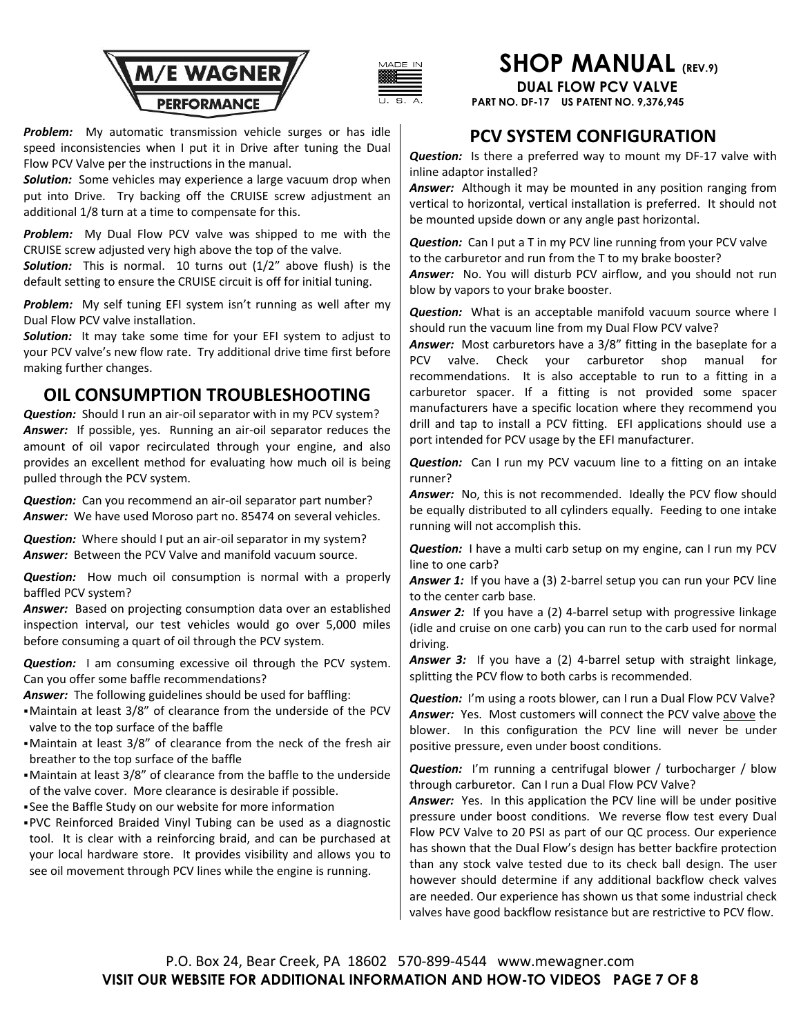# SHOP MANUAL (REV.9)

**DUAL FLOW PCV VALVE**

**PART NO. DF-17 US PATENT NO. 9,376,945**

***Problem:*** My automatic transmission vehicle surges or has idle speed inconsistencies when I put it in Drive after tuning the Dual Flow PCV Valve per the instructions in the manual.
***Solution:*** Some vehicles may experience a large vacuum drop when put into Drive. Try backing off the CRUISE screw adjustment an additional 1/8 turn at a time to compensate for this.

***Problem:*** My Dual Flow PCV valve was shipped to me with the CRUISE screw adjusted very high above the top of the valve.
***Solution:*** This is normal. 10 turns out (1/2" above flush) is the default setting to ensure the CRUISE circuit is off for initial tuning.

***Problem:*** My self tuning EFI system isn't running as well after my Dual Flow PCV valve installation.
***Solution:*** It may take some time for your EFI system to adjust to your PCV valve's new flow rate. Try additional drive time first before making further changes.

## OIL CONSUMPTION TROUBLESHOOTING

***Question:*** Should I run an air-oil separator with in my PCV system?
***Answer:*** If possible, yes. Running an air-oil separator reduces the amount of oil vapor recirculated through your engine, and also provides an excellent method for evaluating how much oil is being pulled through the PCV system.

***Question:*** Can you recommend an air-oil separator part number?
***Answer:*** We have used Moroso part no. 85474 on several vehicles.

***Question:*** Where should I put an air-oil separator in my system?
***Answer:*** Between the PCV Valve and manifold vacuum source.

***Question:*** How much oil consumption is normal with a properly baffled PCV system?
***Answer:*** Based on projecting consumption data over an established inspection interval, our test vehicles would go over 5,000 miles before consuming a quart of oil through the PCV system.

***Question:*** I am consuming excessive oil through the PCV system. Can you offer some baffle recommendations?
***Answer:*** The following guidelines should be used for baffling:

- Maintain at least 3/8" of clearance from the underside of the PCV valve to the top surface of the baffle
- Maintain at least 3/8" of clearance from the neck of the fresh air breather to the top surface of the baffle
- Maintain at least 3/8" of clearance from the baffle to the underside of the valve cover. More clearance is desirable if possible.
- See the Baffle Study on our website for more information
- PVC Reinforced Braided Vinyl Tubing can be used as a diagnostic tool. It is clear with a reinforcing braid, and can be purchased at your local hardware store. It provides visibility and allows you to see oil movement through PCV lines while the engine is running.

## PCV SYSTEM CONFIGURATION

***Question:*** Is there a preferred way to mount my DF-17 valve with inline adaptor installed?
***Answer:*** Although it may be mounted in any position ranging from vertical to horizontal, vertical installation is preferred. It should not be mounted upside down or any angle past horizontal.

***Question:*** Can I put a T in my PCV line running from your PCV valve to the carburetor and run from the T to my brake booster?
***Answer:*** No. You will disturb PCV airflow, and you should not run blow by vapors to your brake booster.

***Question:*** What is an acceptable manifold vacuum source where I should run the vacuum line from my Dual Flow PCV valve?
***Answer:*** Most carburetors have a 3/8" fitting in the baseplate for a PCV valve. Check your carburetor shop manual for recommendations. It is also acceptable to run to a fitting in a carburetor spacer. If a fitting is not provided some spacer manufacturers have a specific location where they recommend you drill and tap to install a PCV fitting. EFI applications should use a port intended for PCV usage by the EFI manufacturer.

***Question:*** Can I run my PCV vacuum line to a fitting on an intake runner?
***Answer:*** No, this is not recommended. Ideally the PCV flow should be equally distributed to all cylinders equally. Feeding to one intake running will not accomplish this.

***Question:*** I have a multi carb setup on my engine, can I run my PCV line to one carb?
***Answer 1:*** If you have a (3) 2-barrel setup you can run your PCV line to the center carb base.
***Answer 2:*** If you have a (2) 4-barrel setup with progressive linkage (idle and cruise on one carb) you can run to the carb used for normal driving.
***Answer 3:*** If you have a (2) 4-barrel setup with straight linkage, splitting the PCV flow to both carbs is recommended.

***Question:*** I'm using a roots blower, can I run a Dual Flow PCV Valve?
***Answer:*** Yes. Most customers will connect the PCV valve above the blower. In this configuration the PCV line will never be under positive pressure, even under boost conditions.

***Question:*** I'm running a centrifugal blower / turbocharger / blow through carburetor. Can I run a Dual Flow PCV Valve?
***Answer:*** Yes. In this application the PCV line will be under positive pressure under boost conditions. We reverse flow test every Dual Flow PCV Valve to 20 PSI as part of our QC process. Our experience has shown that the Dual Flow's design has better backfire protection than any stock valve tested due to its check ball design. The user however should determine if any additional backflow check valves are needed. Our experience has shown us that some industrial check valves have good backflow resistance but are restrictive to PCV flow.

P.O. Box 24, Bear Creek, PA 18602 570-899-4544 www.mewagner.com

**VISIT OUR WEBSITE FOR ADDITIONAL INFORMATION AND HOW-TO VIDEOS**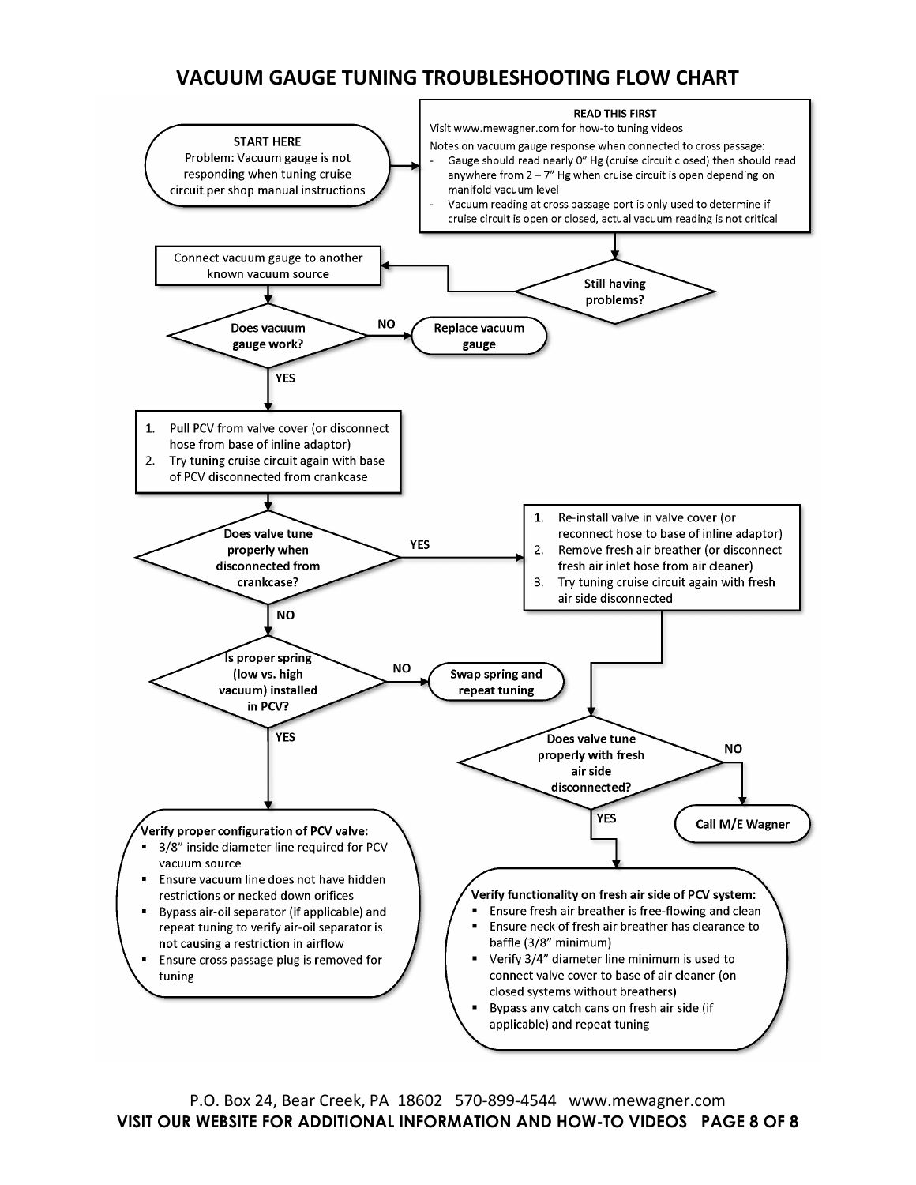# VACUUM GAUGE TUNING TROUBLESHOOTING FLOW CHART

**START HERE**
Problem: Vacuum gauge is not responding when tuning cruise circuit per shop manual instructions

**READ THIS FIRST**
Visit www.mewagner.com for how-to tuning videos

Notes on vacuum gauge response when connected to cross passage:

- Gauge should read nearly 0" Hg (cruise circuit closed) then should read anywhere from 2 – 7" Hg when cruise circuit is open depending on manifold vacuum level
- Vacuum reading at cross passage port is only used to determine if cruise circuit is open or closed, actual vacuum reading is not critical

**Still having problems?**

Connect vacuum gauge to another known vacuum source

**Does vacuum gauge work?**

NO

Replace vacuum gauge

YES

1. Pull PCV from valve cover (or disconnect hose from base of inline adaptor)
2. Try tuning cruise circuit again with base of PCV disconnected from crankcase

**Does valve tune properly when disconnected from crankcase?**

YES

1. Re-install valve in valve cover (or reconnect hose to base of inline adaptor)
2. Remove fresh air breather (or disconnect fresh air inlet hose from air cleaner)
3. Try tuning cruise circuit again with fresh air side disconnected

**Does valve tune properly with fresh air side disconnected?**

NO

**Call M/E Wagner**

YES

**Verify functionality on fresh air side of PCV system:**

- Ensure fresh air breather is free-flowing and clean
- Ensure neck of fresh air breather has clearance to baffle (3/8" minimum)
- Verify 3/4" diameter line minimum is used to connect valve cover to base of air cleaner (on closed systems without breathers)
- Bypass any catch cans on fresh air side (if applicable) and repeat tuning

NO

**Is proper spring (low vs. high vacuum) installed in PCV?**

NO

Swap spring and repeat tuning

YES

**Verify proper configuration of PCV valve:**

- 3/8" inside diameter line required for PCV vacuum source
- Ensure vacuum line does not have hidden restrictions or necked down orifices
- Bypass air-oil separator (if applicable) and repeat tuning to verify air-oil separator is not causing a restriction in airflow
- Ensure cross passage plug is removed for tuning

P.O. Box 24, Bear Creek, PA 18602 570-899-4544 www.mewagner.com

**VISIT OUR WEBSITE FOR ADDITIONAL INFORMATION AND HOW-TO VIDEOS**